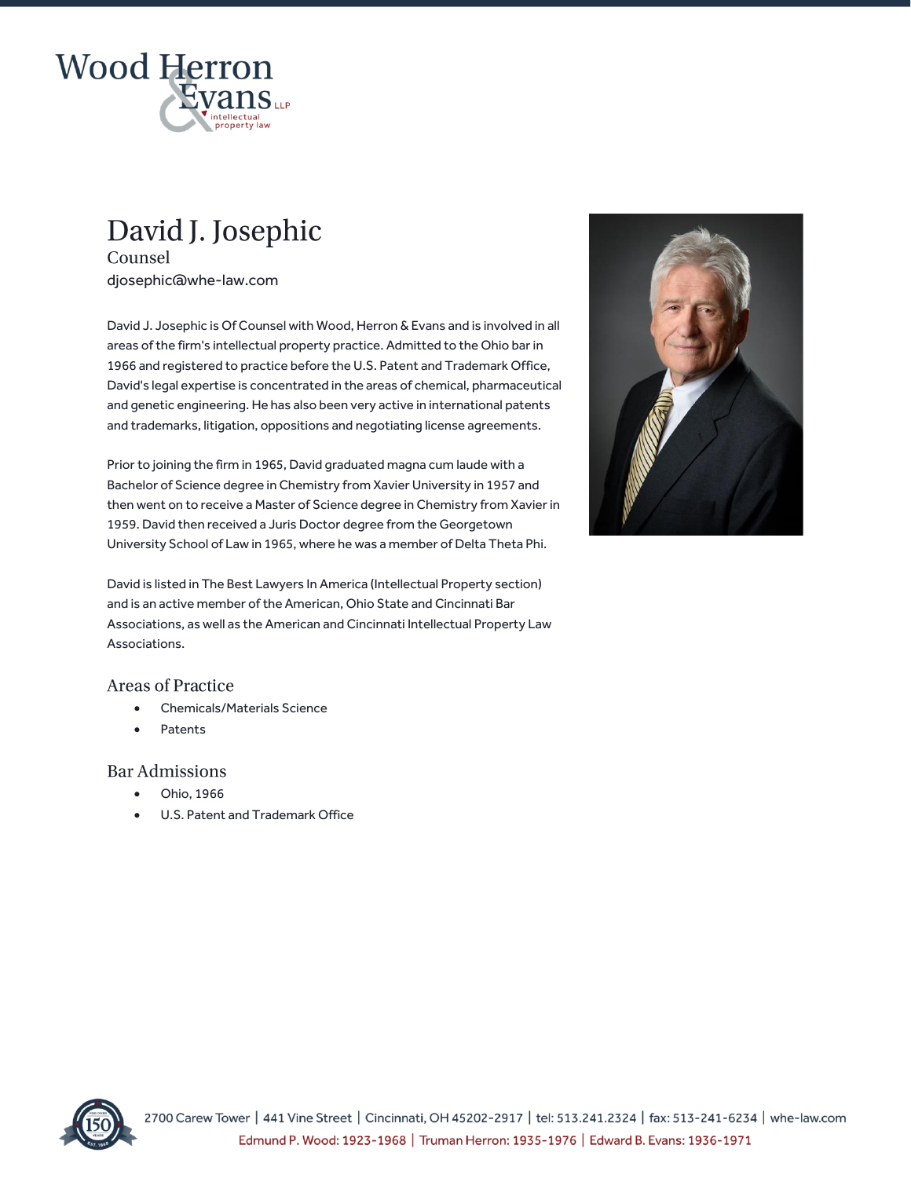Wood Herron & Evans LLP
intellectual property law

# David J. Josephic

Counsel

djosephic@whe-law.com

David J. Josephic is Of Counsel with Wood, Herron & Evans and is involved in all areas of the firm's intellectual property practice. Admitted to the Ohio bar in 1966 and registered to practice before the U.S. Patent and Trademark Office, David's legal expertise is concentrated in the areas of chemical, pharmaceutical and genetic engineering. He has also been very active in international patents and trademarks, litigation, oppositions and negotiating license agreements.

Prior to joining the firm in 1965, David graduated magna cum laude with a Bachelor of Science degree in Chemistry from Xavier University in 1957 and then went on to receive a Master of Science degree in Chemistry from Xavier in 1959. David then received a Juris Doctor degree from the Georgetown University School of Law in 1965, where he was a member of Delta Theta Phi.

David is listed in The Best Lawyers In America (Intellectual Property section) and is an active member of the American, Ohio State and Cincinnati Bar Associations, as well as the American and Cincinnati Intellectual Property Law Associations.

## Areas of Practice

- Chemicals/Materials Science
- Patents

## Bar Admissions

- Ohio, 1966
- U.S. Patent and Trademark Office

2700 Carew Tower | 441 Vine Street | Cincinnati, OH 45202-2917 | tel: 513.241.2324 | fax: 513-241-6234 | whe-law.com

Edmund P. Wood: 1923-1968 | Truman Herron: 1935-1976 | Edward B. Evans: 1936-1971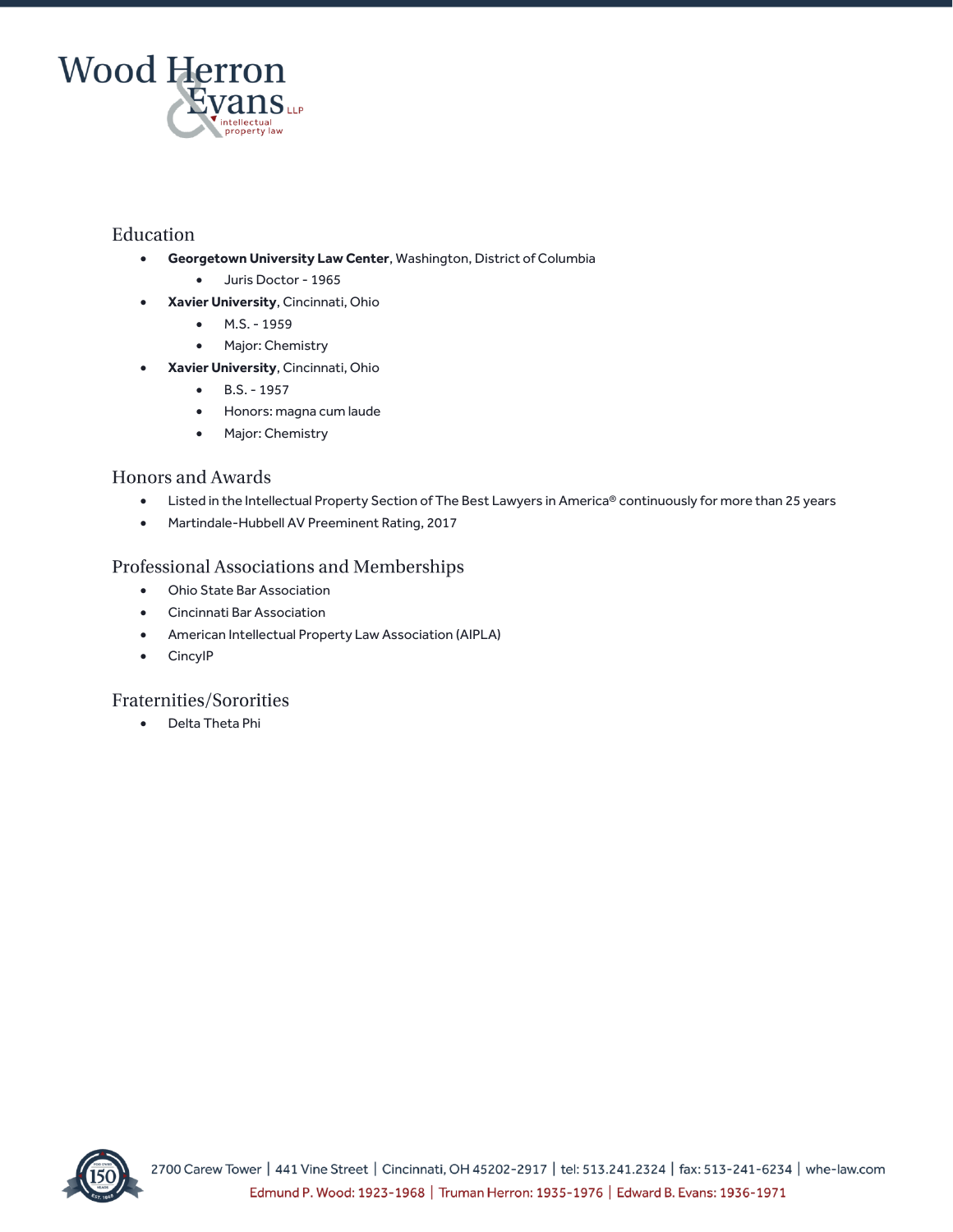## Education

- **Georgetown University Law Center**, Washington, District of Columbia
  - Juris Doctor - 1965
- **Xavier University**, Cincinnati, Ohio
  - M.S. - 1959
  - Major: Chemistry
- **Xavier University**, Cincinnati, Ohio
  - B.S. - 1957
  - Honors: magna cum laude
  - Major: Chemistry

## Honors and Awards

- Listed in the Intellectual Property Section of The Best Lawyers in America® continuously for more than 25 years
- Martindale-Hubbell AV Preeminent Rating, 2017

## Professional Associations and Memberships

- Ohio State Bar Association
- Cincinnati Bar Association
- American Intellectual Property Law Association (AIPLA)
- CincyIP

## Fraternities/Sororities

- Delta Theta Phi